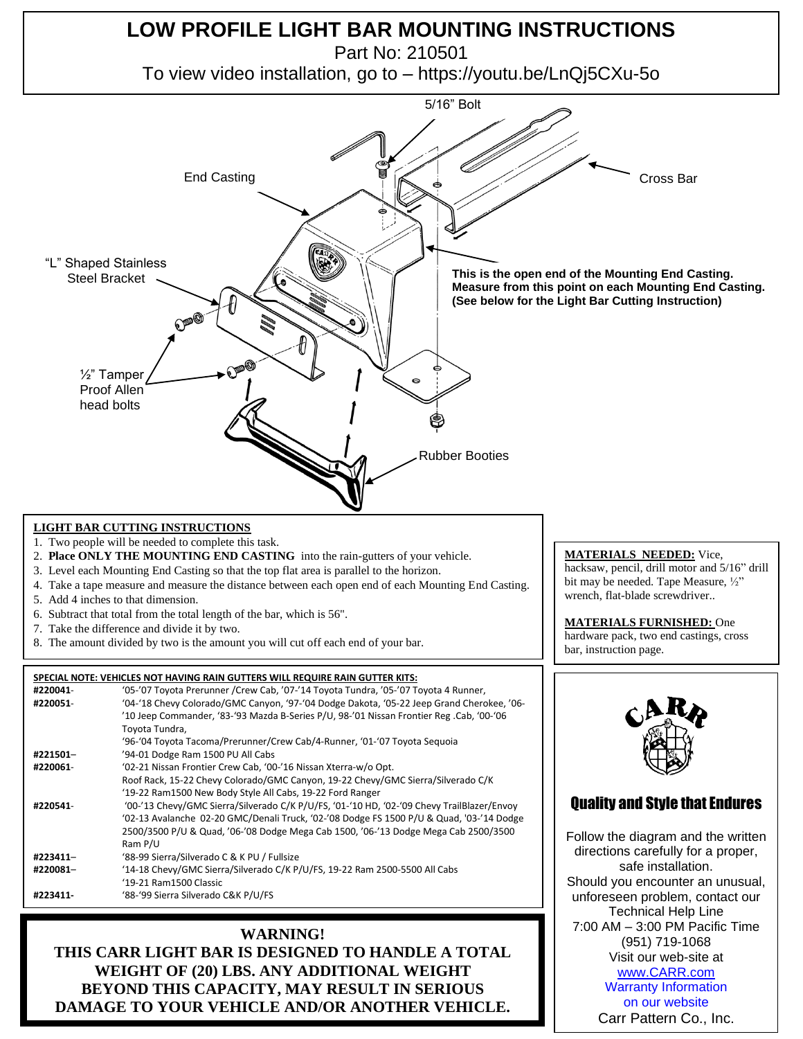# LOW PROFILE LIGHT BAR MOUNTING INSTRUCTIONS

Part No: 210501

To view video installation, go to – https://youtu.be/LnQj5CXu-5o

5/16" Bolt

End Casting

Cross Bar

"L" Shaped Stainless Steel Bracket

**This is the open end of the Mounting End Casting. Measure from this point on each Mounting End Casting. (See below for the Light Bar Cutting Instruction)**

½" Tamper Proof Allen head bolts

Rubber Booties

## LIGHT BAR CUTTING INSTRUCTIONS

1. Two people will be needed to complete this task.
2. **Place ONLY THE MOUNTING END CASTING** into the rain-gutters of your vehicle.
3. Level each Mounting End Casting so that the top flat area is parallel to the horizon.
4. Take a tape measure and measure the distance between each open end of each Mounting End Casting.
5. Add 4 inches to that dimension.
6. Subtract that total from the total length of the bar, which is 56".
7. Take the difference and divide it by two.
8. The amount divided by two is the amount you will cut off each end of your bar.

**MATERIALS NEEDED:** Vice, hacksaw, pencil, drill motor and 5/16" drill bit may be needed. Tape Measure, ½" wrench, flat-blade screwdriver..

**MATERIALS FURNISHED:** One hardware pack, two end castings, cross bar, instruction page.

**SPECIAL NOTE: VEHICLES NOT HAVING RAIN GUTTERS WILL REQUIRE RAIN GUTTER KITS:**

| | |
|---|---|
| **#220041**- | '05-'07 Toyota Prerunner /Crew Cab, '07-'14 Toyota Tundra, '05-'07 Toyota 4 Runner, |
| **#220051**- | '04-'18 Chevy Colorado/GMC Canyon, '97-'04 Dodge Dakota, '05-'22 Jeep Grand Cherokee, '06-'10 Jeep Commander, '83-'93 Mazda B-Series P/U, 98-'01 Nissan Frontier Reg .Cab, '00-'06 Toyota Tundra, '96-'04 Toyota Tacoma/Prerunner/Crew Cab/4-Runner, '01-'07 Toyota Sequoia |
| **#221501**– | '94-01 Dodge Ram 1500 PU All Cabs |
| **#220061**- | '02-21 Nissan Frontier Crew Cab, '00-'16 Nissan Xterra-w/o Opt. Roof Rack, 15-22 Chevy Colorado/GMC Canyon, 19-22 Chevy/GMC Sierra/Silverado C/K '19-22 Ram1500 New Body Style All Cabs, 19-22 Ford Ranger |
| **#220541**- | '00-'13 Chevy/GMC Sierra/Silverado C/K P/U/FS, '01-'10 HD, '02-'09 Chevy TrailBlazer/Envoy '02-13 Avalanche 02-20 GMC/Denali Truck, '02-'08 Dodge FS 1500 P/U & Quad, '03-'14 Dodge 2500/3500 P/U & Quad, '06-'08 Dodge Mega Cab 1500, '06-'13 Dodge Mega Cab 2500/3500 Ram P/U |
| **#223411**– | '88-99 Sierra/Silverado C & K PU / Fullsize |
| **#220081**– | '14-18 Chevy/GMC Sierra/Silverado C/K P/U/FS, 19-22 Ram 2500-5500 All Cabs '19-21 Ram1500 Classic |
| **#223411**- | '88-'99 Sierra Silverado C&K P/U/FS |

**WARNING!**

**THIS CARR LIGHT BAR IS DESIGNED TO HANDLE A TOTAL WEIGHT OF (20) LBS. ANY ADDITIONAL WEIGHT BEYOND THIS CAPACITY, MAY RESULT IN SERIOUS DAMAGE TO YOUR VEHICLE AND/OR ANOTHER VEHICLE.**

CARR

**Quality and Style that Endures**

Follow the diagram and the written directions carefully for a proper, safe installation.

Should you encounter an unusual, unforeseen problem, contact our Technical Help Line

7:00 AM – 3:00 PM Pacific Time

(951) 719-1068

Visit our web-site at

www.CARR.com

Warranty Information on our website

Carr Pattern Co., Inc.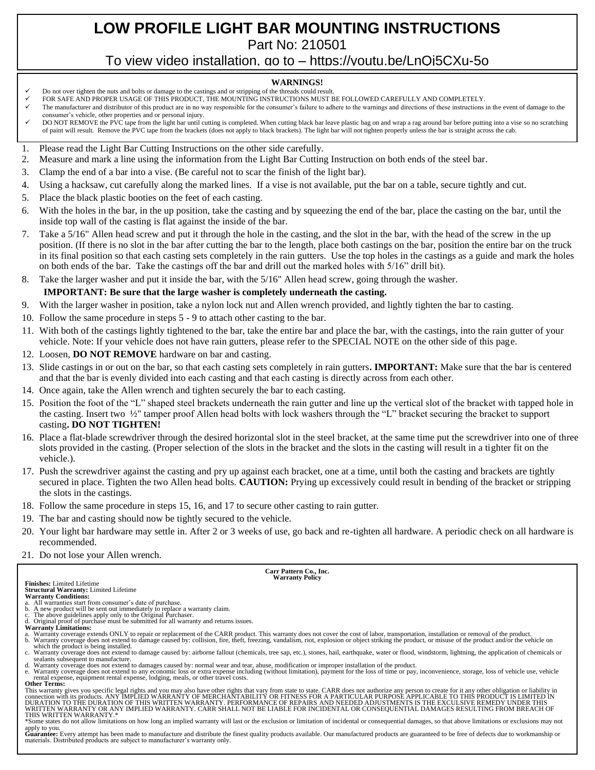# LOW PROFILE LIGHT BAR MOUNTING INSTRUCTIONS

Part No: 210501

To view video installation, go to – https://youtu.be/LnOj5CXu-5o

**WARNINGS!**

- ✓ Do not over tighten the nuts and bolts or damage to the castings and or stripping of the threads could result.
- ✓ FOR SAFE AND PROPER USAGE OF THIS PRODUCT, THE MOUNTING INSTRUCTIONS MUST BE FOLLOWED CAREFULLY AND COMPLETELY.
- ✓ The manufacturer and distributor of this product are in no way responsible for the consumer's failure to adhere to the warnings and directions of these instructions in the event of damage to the consumer's vehicle, other properties and or personal injury.
- ✓ DO NOT REMOVE the PVC tape from the light bar until cutting is completed. When cutting black bar leave plastic bag on and wrap a rag around bar before putting into a vise so no scratching of paint will result. Remove the PVC tape from the brackets (does not apply to black brackets). The light bar will not tighten properly unless the bar is straight across the cab.

1. Please read the Light Bar Cutting Instructions on the other side carefully.
2. Measure and mark a line using the information from the Light Bar Cutting Instruction on both ends of the steel bar.
3. Clamp the end of a bar into a vise. (Be careful not to scar the finish of the light bar).
4. Using a hacksaw, cut carefully along the marked lines. If a vise is not available, put the bar on a table, secure tightly and cut.
5. Place the black plastic booties on the feet of each casting.
6. With the holes in the bar, in the up position, take the casting and by squeezing the end of the bar, place the casting on the bar, until the inside top wall of the casting is flat against the inside of the bar.
7. Take a 5/16" Allen head screw and put it through the hole in the casting, and the slot in the bar, with the head of the screw in the up position. (If there is no slot in the bar after cutting the bar to the length, place both castings on the bar, position the entire bar on the truck in its final position so that each casting sets completely in the rain gutters. Use the top holes in the castings as a guide and mark the holes on both ends of the bar. Take the castings off the bar and drill out the marked holes with 5/16" drill bit).
8. Take the larger washer and put it inside the bar, with the 5/16" Allen head screw, going through the washer.
   **IMPORTANT: Be sure that the large washer is completely underneath the casting.**
9. With the larger washer in position, take a nylon lock nut and Allen wrench provided, and lightly tighten the bar to casting.
10. Follow the same procedure in steps 5 - 9 to attach other casting to the bar.
11. With both of the castings lightly tightened to the bar, take the entire bar and place the bar, with the castings, into the rain gutter of your vehicle. Note: If your vehicle does not have rain gutters, please refer to the SPECIAL NOTE on the other side of this page.
12. Loosen, **DO NOT REMOVE** hardware on bar and casting.
13. Slide castings in or out on the bar, so that each casting sets completely in rain gutters**. IMPORTANT:** Make sure that the bar is centered and that the bar is evenly divided into each casting and that each casting is directly across from each other.
14. Once again, take the Allen wrench and tighten securely the bar to each casting.
15. Position the foot of the "L" shaped steel brackets underneath the rain gutter and line up the vertical slot of the bracket with tapped hole in the casting. Insert two ½" tamper proof Allen head bolts with lock washers through the "L" bracket securing the bracket to support casting**. DO NOT TIGHTEN!**
16. Place a flat-blade screwdriver through the desired horizontal slot in the steel bracket, at the same time put the screwdriver into one of three slots provided in the casting. (Proper selection of the slots in the bracket and the slots in the casting will result in a tighter fit on the vehicle.).
17. Push the screwdriver against the casting and pry up against each bracket, one at a time, until both the casting and brackets are tightly secured in place. Tighten the two Allen head bolts. **CAUTION:** Prying up excessively could result in bending of the bracket or stripping the slots in the castings.
18. Follow the same procedure in steps 15, 16, and 17 to secure other casting to rain gutter.
19. The bar and casting should now be tightly secured to the vehicle.
20. Your light bar hardware may settle in. After 2 or 3 weeks of use, go back and re-tighten all hardware. A periodic check on all hardware is recommended.
21. Do not lose your Allen wrench.

**Carr Pattern Co., Inc.**
**Warranty Policy**

**Finishes:** Limited Lifetime
**Structural Warranty:** Limited Lifetime
**Warranty Conditions:**

a. All warranties start from consumer's date of purchase.
b. A new product will be sent out immediately to replace a warranty claim.
c. The above guidelines apply only to the Original Purchaser.
d. Original proof of purchase must be submitted for all warranty and returns issues.

**Warranty Limitations:**

a. Warranty coverage extends ONLY to repair or replacement of the CARR product. This warranty does not cover the cost of labor, transportation, installation or removal of the product.
b. Warranty coverage does not extend to damage caused by: collision, fire, theft, freezing, vandalism, riot, explosion or object striking the product, or misuse of the product and/or the vehicle on which the product is being installed.
c. Warranty coverage does not extend to damage caused by: airborne fallout (chemicals, tree sap, etc.), stones, hail, earthquake, water or flood, windstorm, lightning, the application of chemicals or sealants subsequent to manufacture.
d. Warranty coverage does not extend to damages caused by: normal wear and tear, abuse, modification or improper installation of the product.
e. Warranty coverage does not extend to any economic loss or extra expense including (without limitation), payment for the loss of time or pay, inconvenience, storage, loss of vehicle use, vehicle rental expense, equipment rental expense, lodging, meals, or other travel costs.

**Other Terms:**

This warranty gives you specific legal rights and you may also have other rights that vary from state to state. CARR does not authorize any person to create for it any other obligation or liability in connection with its products. ANY IMPLIED WARRANTY OF MERCHANTABILITY OR FITNESS FOR A PARTICULAR PURPOSE APPLICABLE TO THIS PRODUCT IS LIMITED IN DURATION TO THE DURATION OF THIS WRITTEN WARRANTY. PERFORMANCE OF REPAIRS AND NEEDED ADJUSTMENTS IS THE EXCULSIVE REMEDY UNDER THIS WRITTEN WARRANTY OR ANY IMPLIED WARRANTY. CARR SHALL NOT BE LIABLE FOR INCIDENTAL OR CONSEQUENTIAL DAMAGES RESULTING FROM BREACH OF THIS WRITTEN WARRANTY.*

*Some states do not allow limitations on how long an implied warranty will last or the exclusion or limitation of incidental or consequential damages, so that above limitations or exclusions may not apply to you.

**Guarantee:** Every attempt has been made to manufacture and distribute the finest quality products available. Our manufactured products are guaranteed to be free of defects due to workmanship or materials. Distributed products are subject to manufacturer's warranty only.